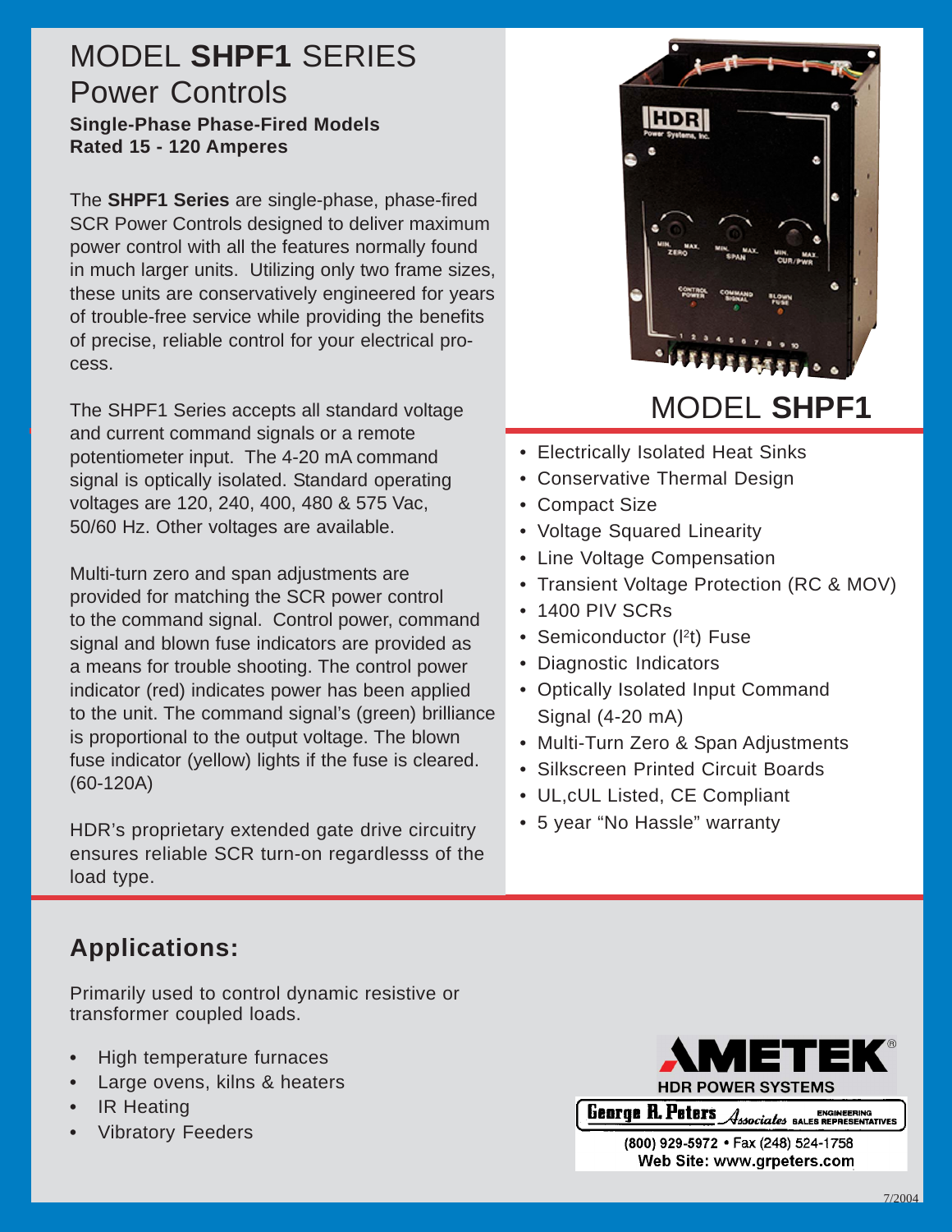# MODEL **SHPF1** SERIES Power Controls

**Single-Phase Phase-Fired Models**
**Rated 15 - 120 Amperes**

The **SHPF1 Series** are single-phase, phase-fired SCR Power Controls designed to deliver maximum power control with all the features normally found in much larger units. Utilizing only two frame sizes, these units are conservatively engineered for years of trouble-free service while providing the benefits of precise, reliable control for your electrical process.

The SHPF1 Series accepts all standard voltage and current command signals or a remote potentiometer input. The 4-20 mA command signal is optically isolated. Standard operating voltages are 120, 240, 400, 480 & 575 Vac, 50/60 Hz. Other voltages are available.

Multi-turn zero and span adjustments are provided for matching the SCR power control to the command signal. Control power, command signal and blown fuse indicators are provided as a means for trouble shooting. The control power indicator (red) indicates power has been applied to the unit. The command signal's (green) brilliance is proportional to the output voltage. The blown fuse indicator (yellow) lights if the fuse is cleared. (60-120A)

HDR's proprietary extended gate drive circuitry ensures reliable SCR turn-on regardlesss of the load type.

## MODEL **SHPF1**

- Electrically Isolated Heat Sinks
- Conservative Thermal Design
- Compact Size
- Voltage Squared Linearity
- Line Voltage Compensation
- Transient Voltage Protection (RC & MOV)
- 1400 PIV SCRs
- Semiconductor ($I^2t$) Fuse
- Diagnostic Indicators
- Optically Isolated Input Command Signal (4-20 mA)
- Multi-Turn Zero & Span Adjustments
- Silkscreen Printed Circuit Boards
- UL,cUL Listed, CE Compliant
- 5 year "No Hassle" warranty

## Applications:

Primarily used to control dynamic resistive or transformer coupled loads.

- High temperature furnaces
- Large ovens, kilns & heaters
- IR Heating
- Vibratory Feeders

AMETEK®
HDR POWER SYSTEMS

George R. Peters Associates ENGINEERING SALES REPRESENTATIVES
(800) 929-5972 • Fax (248) 524-1758
Web Site: www.grpeters.com

7/2004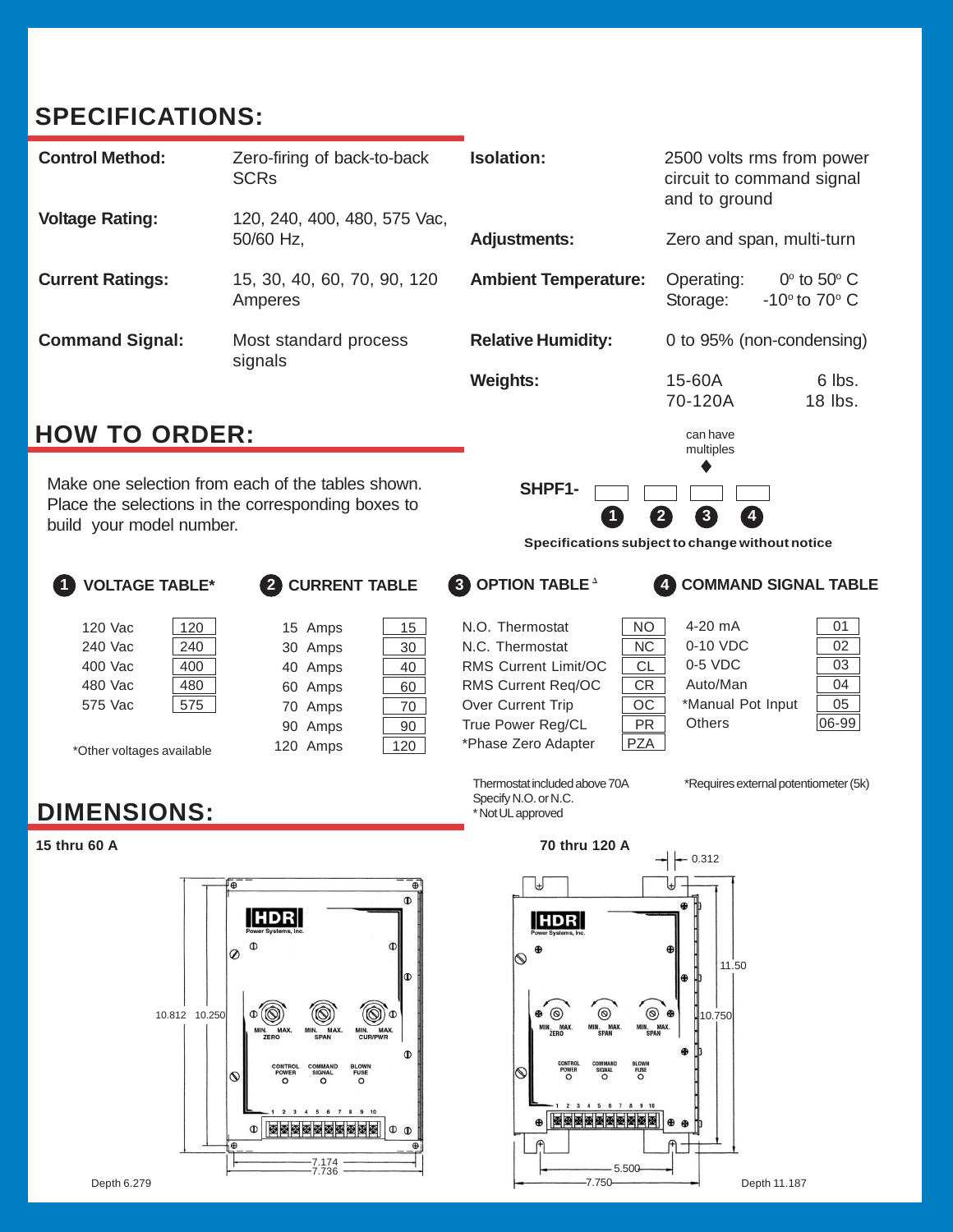## SPECIFICATIONS:

| | |
|---|---|
| **Control Method:** | Zero-firing of back-to-back SCRs |
| **Voltage Rating:** | 120, 240, 400, 480, 575 Vac, 50/60 Hz, |
| **Current Ratings:** | 15, 30, 40, 60, 70, 90, 120 Amperes |
| **Command Signal:** | Most standard process signals |
| **Isolation:** | 2500 volts rms from power circuit to command signal and to ground |
| **Adjustments:** | Zero and span, multi-turn |
| **Ambient Temperature:** | Operating: 0° to 50° C<br>Storage: -10° to 70° C |
| **Relative Humidity:** | 0 to 95% (non-condensing) |
| **Weights:** | 15-60A 6 lbs.<br>70-120A 18 lbs. |

## HOW TO ORDER:

Make one selection from each of the tables shown. Place the selections in the corresponding boxes to build your model number.

SHPF1- [ 1 ] [ 2 ] [ 3 ] [ 4 ]

(Box 3: can have multiples)

**Specifications subject to change without notice**

### 1 VOLTAGE TABLE*

| | |
|---|---|
| 120 Vac | 120 |
| 240 Vac | 240 |
| 400 Vac | 400 |
| 480 Vac | 480 |
| 575 Vac | 575 |

*Other voltages available

### 2 CURRENT TABLE

| | |
|---|---|
| 15 Amps | 15 |
| 30 Amps | 30 |
| 40 Amps | 40 |
| 60 Amps | 60 |
| 70 Amps | 70 |
| 90 Amps | 90 |
| 120 Amps | 120 |

### 3 OPTION TABLE Δ

| | |
|---|---|
| N.O. Thermostat | NO |
| N.C. Thermostat | NC |
| RMS Current Limit/OC | CL |
| RMS Current Req/OC | CR |
| Over Current Trip | OC |
| True Power Reg/CL | PR |
| *Phase Zero Adapter | PZA |

Thermostat included above 70A
Specify N.O. or N.C.
* Not UL approved

### 4 COMMAND SIGNAL TABLE

| | |
|---|---|
| 4-20 mA | 01 |
| 0-10 VDC | 02 |
| 0-5 VDC | 03 |
| Auto/Man | 04 |
| *Manual Pot Input | 05 |
| Others | 06-99 |

*Requires external potentiometer (5k)

## DIMENSIONS:

**15 thru 60 A**

10.812
10.250
7.174
7.736
Depth 6.279

**70 thru 120 A**

0.312
11.50
10.750
5.500
7.750
Depth 11.187